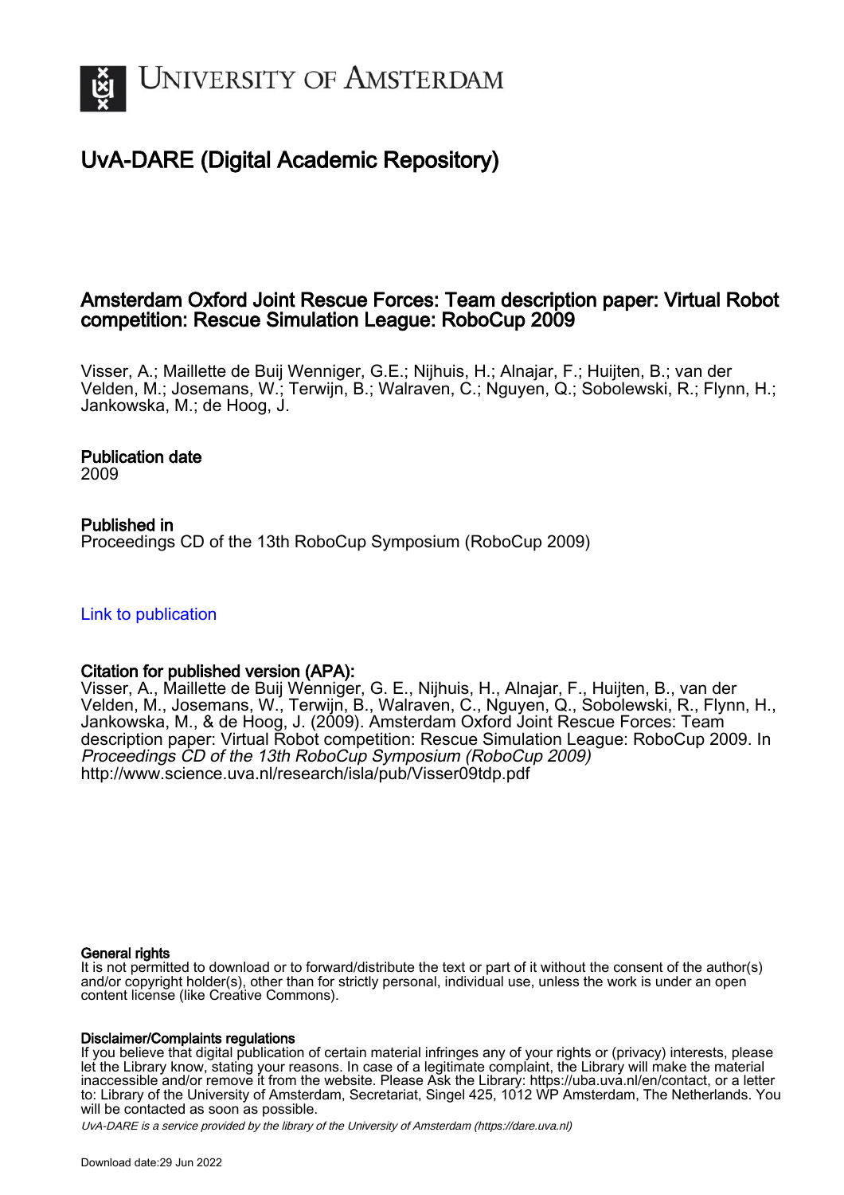# UNIVERSITY OF AMSTERDAM

## UvA-DARE (Digital Academic Repository)

### Amsterdam Oxford Joint Rescue Forces: Team description paper: Virtual Robot competition: Rescue Simulation League: RoboCup 2009

Visser, A.; Maillette de Buij Wenniger, G.E.; Nijhuis, H.; Alnajar, F.; Huijten, B.; van der Velden, M.; Josemans, W.; Terwijn, B.; Walraven, C.; Nguyen, Q.; Sobolewski, R.; Flynn, H.; Jankowska, M.; de Hoog, J.

**Publication date**
2009

**Published in**
Proceedings CD of the 13th RoboCup Symposium (RoboCup 2009)

Link to publication

**Citation for published version (APA):**
Visser, A., Maillette de Buij Wenniger, G. E., Nijhuis, H., Alnajar, F., Huijten, B., van der Velden, M., Josemans, W., Terwijn, B., Walraven, C., Nguyen, Q., Sobolewski, R., Flynn, H., Jankowska, M., & de Hoog, J. (2009). Amsterdam Oxford Joint Rescue Forces: Team description paper: Virtual Robot competition: Rescue Simulation League: RoboCup 2009. In *Proceedings CD of the 13th RoboCup Symposium (RoboCup 2009)* http://www.science.uva.nl/research/isla/pub/Visser09tdp.pdf

**General rights**
It is not permitted to download or to forward/distribute the text or part of it without the consent of the author(s) and/or copyright holder(s), other than for strictly personal, individual use, unless the work is under an open content license (like Creative Commons).

**Disclaimer/Complaints regulations**
If you believe that digital publication of certain material infringes any of your rights or (privacy) interests, please let the Library know, stating your reasons. In case of a legitimate complaint, the Library will make the material inaccessible and/or remove it from the website. Please Ask the Library: https://uba.uva.nl/en/contact, or a letter to: Library of the University of Amsterdam, Secretariat, Singel 425, 1012 WP Amsterdam, The Netherlands. You will be contacted as soon as possible.

UvA-DARE is a service provided by the library of the University of Amsterdam (https://dare.uva.nl)

Download date:29 Jun 2022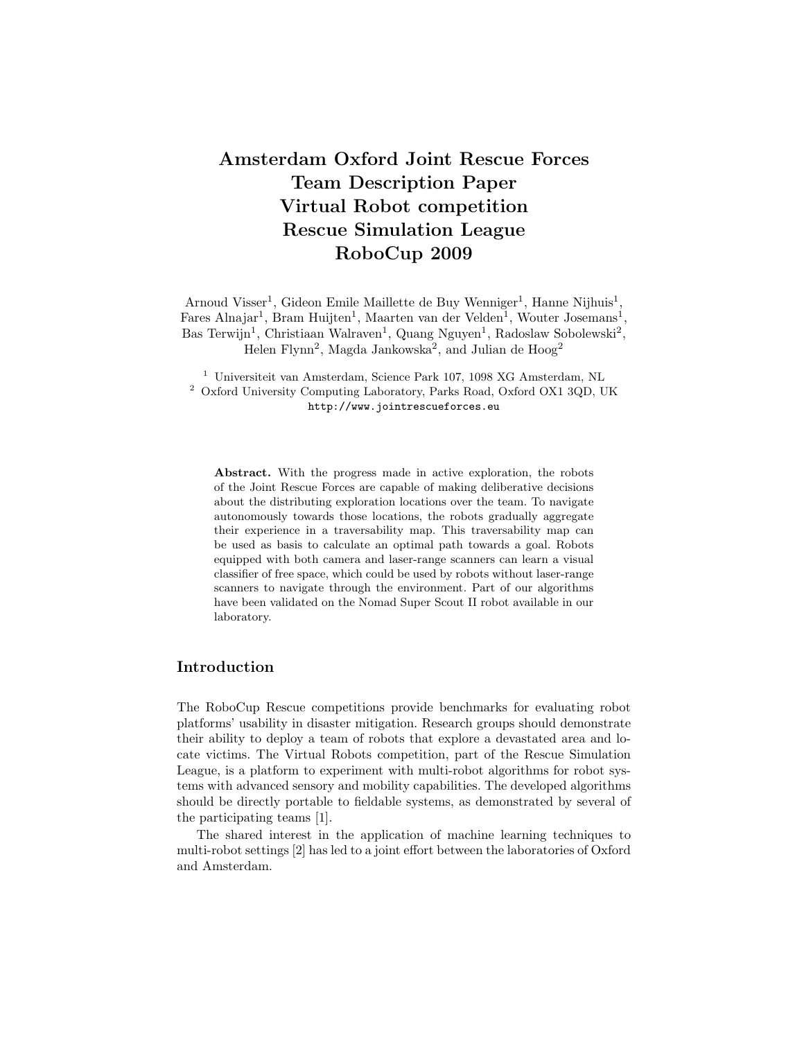# Amsterdam Oxford Joint Rescue Forces Team Description Paper Virtual Robot competition Rescue Simulation League RoboCup 2009

Arnoud Visser[1], Gideon Emile Maillette de Buy Wenniger[1], Hanne Nijhuis[1], Fares Alnajar[1], Bram Huijten[1], Maarten van der Velden[1], Wouter Josemans[1], Bas Terwijn[1], Christiaan Walraven[1], Quang Nguyen[1], Radoslaw Sobolewski[2], Helen Flynn[2], Magda Jankowska[2], and Julian de Hoog[2]

[1] Universiteit van Amsterdam, Science Park 107, 1098 XG Amsterdam, NL
[2] Oxford University Computing Laboratory, Parks Road, Oxford OX1 3QD, UK
http://www.jointrescueforces.eu

**Abstract.** With the progress made in active exploration, the robots of the Joint Rescue Forces are capable of making deliberative decisions about the distributing exploration locations over the team. To navigate autonomously towards those locations, the robots gradually aggregate their experience in a traversability map. This traversability map can be used as basis to calculate an optimal path towards a goal. Robots equipped with both camera and laser-range scanners can learn a visual classifier of free space, which could be used by robots without laser-range scanners to navigate through the environment. Part of our algorithms have been validated on the Nomad Super Scout II robot available in our laboratory.

## Introduction

The RoboCup Rescue competitions provide benchmarks for evaluating robot platforms' usability in disaster mitigation. Research groups should demonstrate their ability to deploy a team of robots that explore a devastated area and locate victims. The Virtual Robots competition, part of the Rescue Simulation League, is a platform to experiment with multi-robot algorithms for robot systems with advanced sensory and mobility capabilities. The developed algorithms should be directly portable to fieldable systems, as demonstrated by several of the participating teams [1].

The shared interest in the application of machine learning techniques to multi-robot settings [2] has led to a joint effort between the laboratories of Oxford and Amsterdam.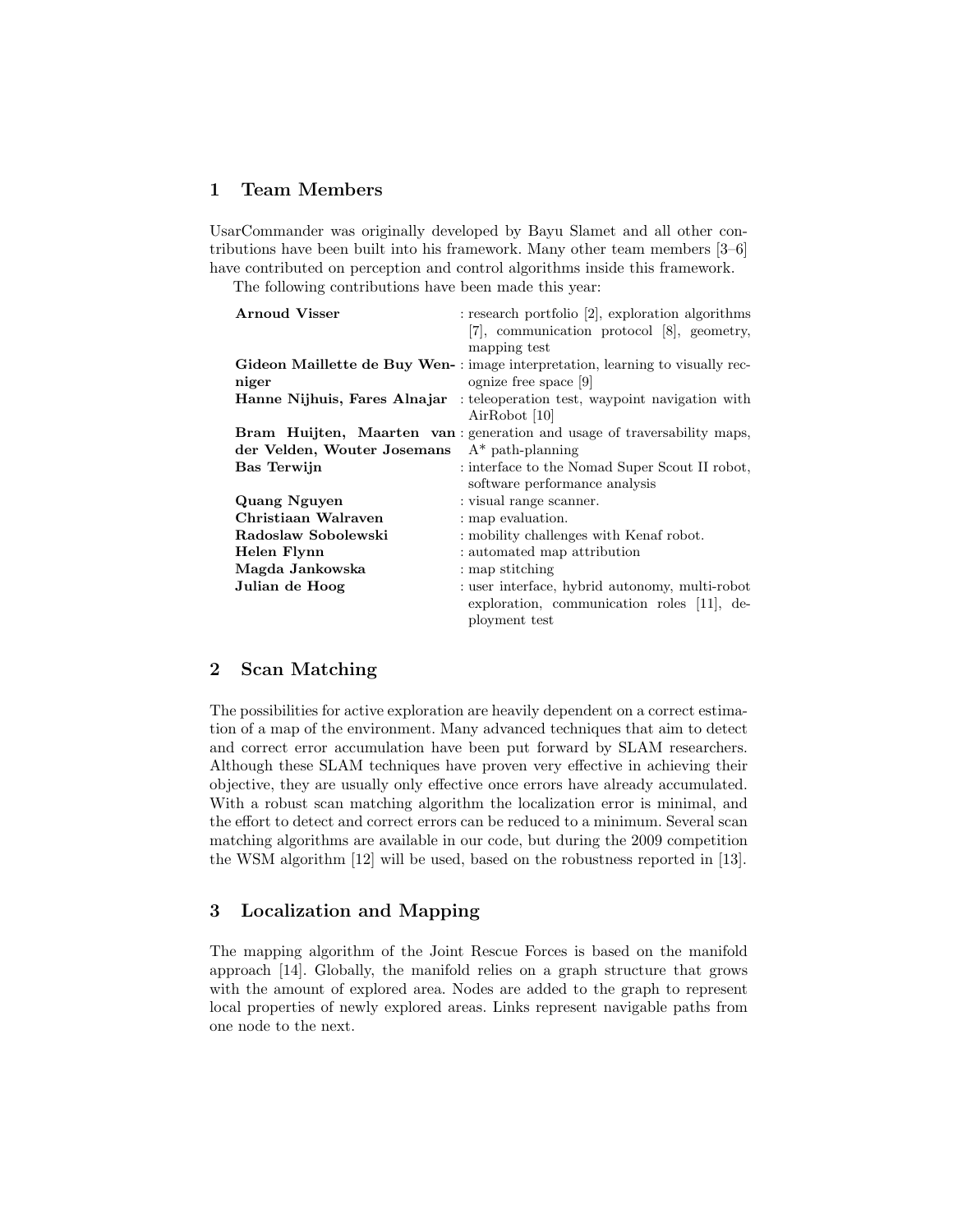## 1 Team Members

UsarCommander was originally developed by Bayu Slamet and all other contributions have been built into his framework. Many other team members [3–6] have contributed on perception and control algorithms inside this framework.

The following contributions have been made this year:

| | |
|---|---|
| **Arnoud Visser** | : research portfolio [2], exploration algorithms [7], communication protocol [8], geometry, mapping test |
| **Gideon Maillette de Buy Wenniger** | : image interpretation, learning to visually recognize free space [9] |
| **Hanne Nijhuis, Fares Alnajar** | : teleoperation test, waypoint navigation with AirRobot [10] |
| **Bram Huijten, Maarten van der Velden, Wouter Josemans** | : generation and usage of traversability maps, A* path-planning |
| **Bas Terwijn** | : interface to the Nomad Super Scout II robot, software performance analysis |
| **Quang Nguyen** | : visual range scanner. |
| **Christiaan Walraven** | : map evaluation. |
| **Radoslaw Sobolewski** | : mobility challenges with Kenaf robot. |
| **Helen Flynn** | : automated map attribution |
| **Magda Jankowska** | : map stitching |
| **Julian de Hoog** | : user interface, hybrid autonomy, multi-robot exploration, communication roles [11], deployment test |

## 2 Scan Matching

The possibilities for active exploration are heavily dependent on a correct estimation of a map of the environment. Many advanced techniques that aim to detect and correct error accumulation have been put forward by SLAM researchers. Although these SLAM techniques have proven very effective in achieving their objective, they are usually only effective once errors have already accumulated. With a robust scan matching algorithm the localization error is minimal, and the effort to detect and correct errors can be reduced to a minimum. Several scan matching algorithms are available in our code, but during the 2009 competition the WSM algorithm [12] will be used, based on the robustness reported in [13].

## 3 Localization and Mapping

The mapping algorithm of the Joint Rescue Forces is based on the manifold approach [14]. Globally, the manifold relies on a graph structure that grows with the amount of explored area. Nodes are added to the graph to represent local properties of newly explored areas. Links represent navigable paths from one node to the next.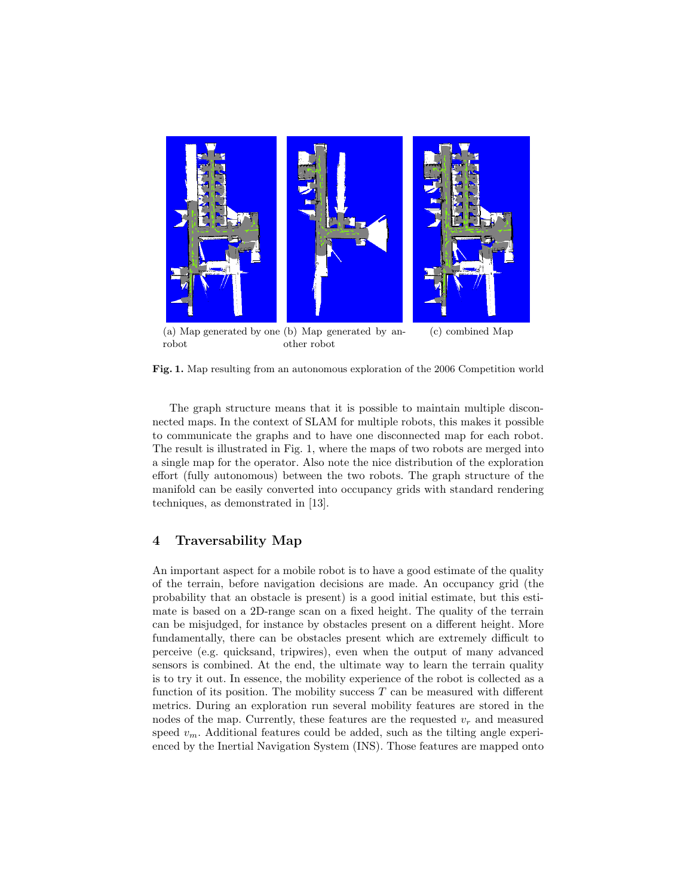(a) Map generated by one robot

(b) Map generated by another robot

(c) combined Map

**Fig. 1.** Map resulting from an autonomous exploration of the 2006 Competition world

The graph structure means that it is possible to maintain multiple disconnected maps. In the context of SLAM for multiple robots, this makes it possible to communicate the graphs and to have one disconnected map for each robot. The result is illustrated in Fig. 1, where the maps of two robots are merged into a single map for the operator. Also note the nice distribution of the exploration effort (fully autonomous) between the two robots. The graph structure of the manifold can be easily converted into occupancy grids with standard rendering techniques, as demonstrated in [13].

## 4 Traversability Map

An important aspect for a mobile robot is to have a good estimate of the quality of the terrain, before navigation decisions are made. An occupancy grid (the probability that an obstacle is present) is a good initial estimate, but this estimate is based on a 2D-range scan on a fixed height. The quality of the terrain can be misjudged, for instance by obstacles present on a different height. More fundamentally, there can be obstacles present which are extremely difficult to perceive (e.g. quicksand, tripwires), even when the output of many advanced sensors is combined. At the end, the ultimate way to learn the terrain quality is to try it out. In essence, the mobility experience of the robot is collected as a function of its position. The mobility success $T$ can be measured with different metrics. During an exploration run several mobility features are stored in the nodes of the map. Currently, these features are the requested $v_r$ and measured speed $v_m$. Additional features could be added, such as the tilting angle experienced by the Inertial Navigation System (INS). Those features are mapped onto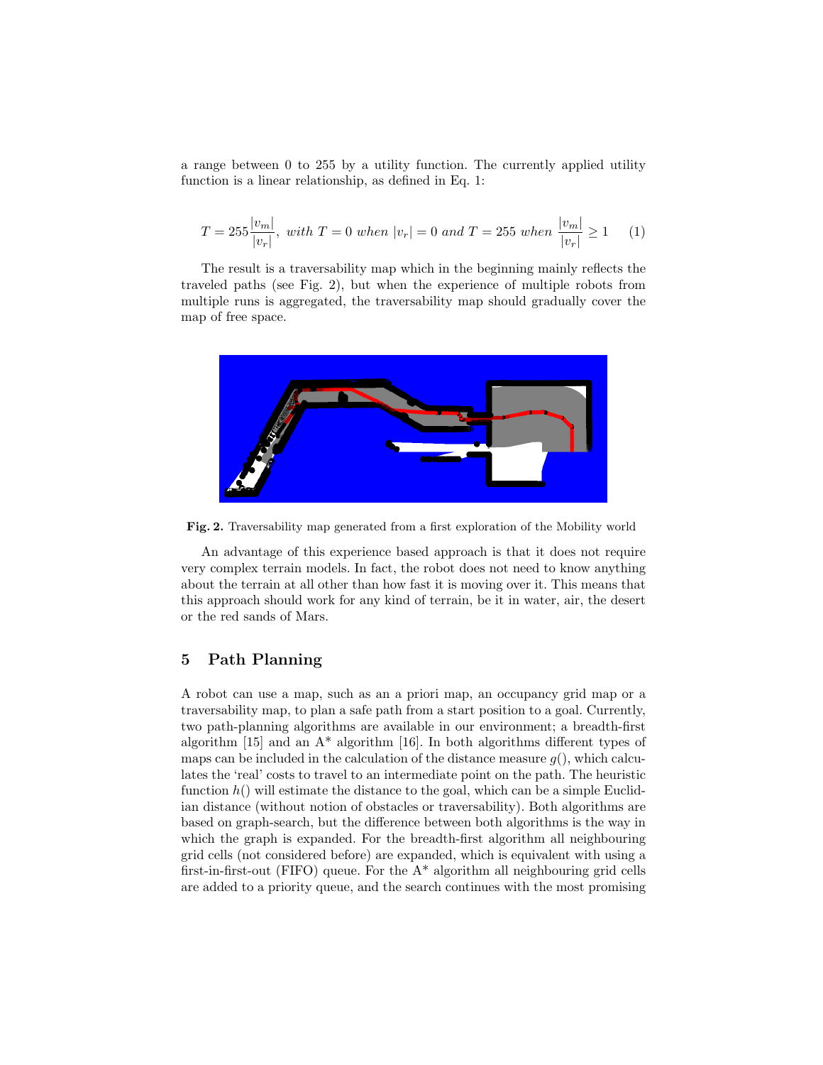a range between 0 to 255 by a utility function. The currently applied utility function is a linear relationship, as defined in Eq. 1:

$$T = 255\frac{|v_m|}{|v_r|},\ with\ T = 0\ when\ |v_r| = 0\ and\ T = 255\ when\ \frac{|v_m|}{|v_r|} \geq 1 \quad (1)$$

The result is a traversability map which in the beginning mainly reflects the traveled paths (see Fig. 2), but when the experience of multiple robots from multiple runs is aggregated, the traversability map should gradually cover the map of free space.

**Fig. 2.** Traversability map generated from a first exploration of the Mobility world

An advantage of this experience based approach is that it does not require very complex terrain models. In fact, the robot does not need to know anything about the terrain at all other than how fast it is moving over it. This means that this approach should work for any kind of terrain, be it in water, air, the desert or the red sands of Mars.

## 5 Path Planning

A robot can use a map, such as an a priori map, an occupancy grid map or a traversability map, to plan a safe path from a start position to a goal. Currently, two path-planning algorithms are available in our environment; a breadth-first algorithm [15] and an A* algorithm [16]. In both algorithms different types of maps can be included in the calculation of the distance measure $g()$, which calculates the 'real' costs to travel to an intermediate point on the path. The heuristic function $h()$ will estimate the distance to the goal, which can be a simple Euclidian distance (without notion of obstacles or traversability). Both algorithms are based on graph-search, but the difference between both algorithms is the way in which the graph is expanded. For the breadth-first algorithm all neighbouring grid cells (not considered before) are expanded, which is equivalent with using a first-in-first-out (FIFO) queue. For the A* algorithm all neighbouring grid cells are added to a priority queue, and the search continues with the most promising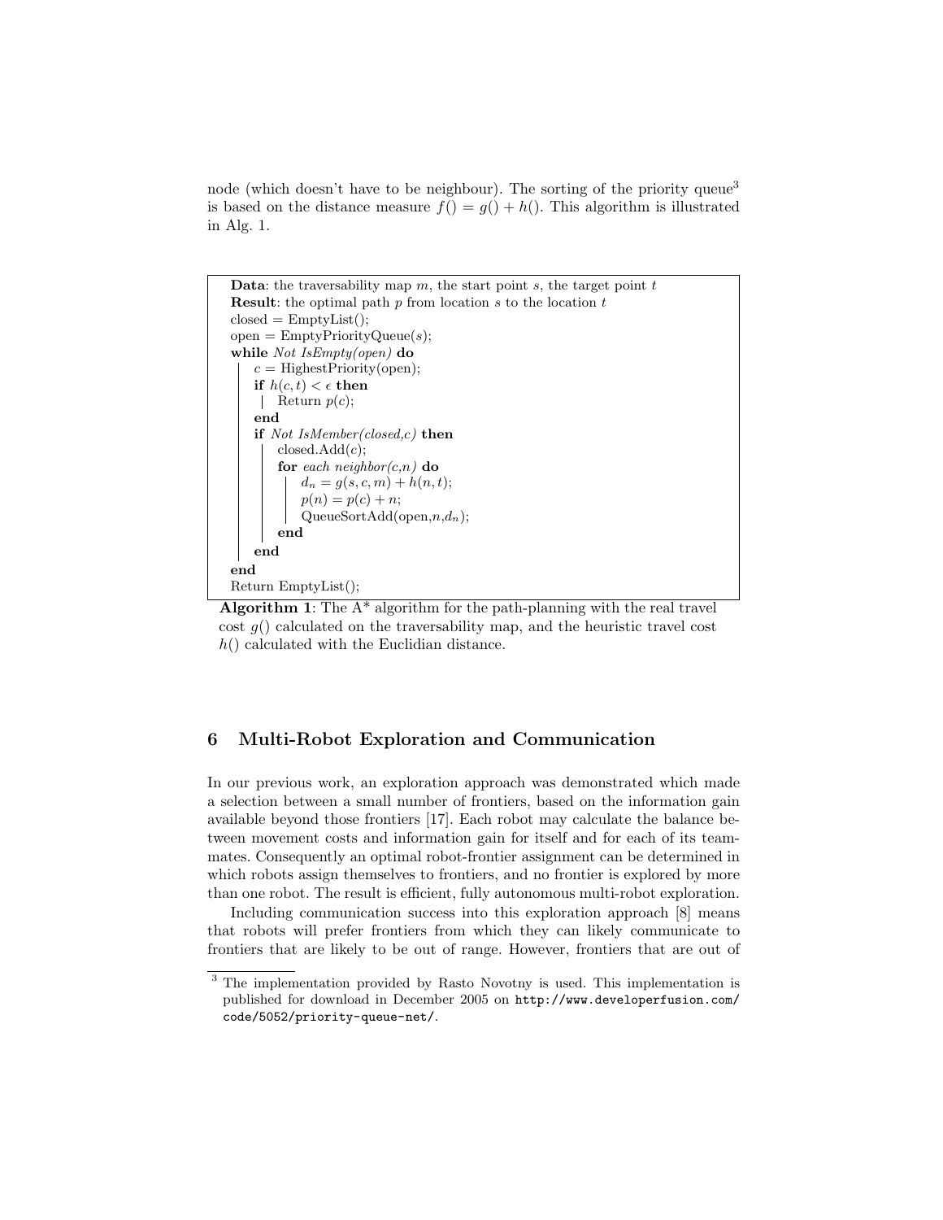node (which doesn't have to be neighbour). The sorting of the priority queue[3] is based on the distance measure $f() = g() + h()$. This algorithm is illustrated in Alg. 1.

```
Data: the traversability map m, the start point s, the target point t
Result: the optimal path p from location s to the location t
closed = EmptyList();
open = EmptyPriorityQueue(s);
while Not IsEmpty(open) do
    c = HighestPriority(open);
    if h(c,t) < ϵ then
        Return p(c);
    end
    if Not IsMember(closed,c) then
        closed.Add(c);
        for each neighbor(c,n) do
            d_n = g(s,c,m) + h(n,t);
            p(n) = p(c) + n;
            QueueSortAdd(open,n,d_n);
        end
    end
end
Return EmptyList();
```

**Algorithm 1**: The A* algorithm for the path-planning with the real travel cost $g()$ calculated on the traversability map, and the heuristic travel cost $h()$ calculated with the Euclidian distance.

## 6 Multi-Robot Exploration and Communication

In our previous work, an exploration approach was demonstrated which made a selection between a small number of frontiers, based on the information gain available beyond those frontiers [17]. Each robot may calculate the balance between movement costs and information gain for itself and for each of its teammates. Consequently an optimal robot-frontier assignment can be determined in which robots assign themselves to frontiers, and no frontier is explored by more than one robot. The result is efficient, fully autonomous multi-robot exploration.

Including communication success into this exploration approach [8] means that robots will prefer frontiers from which they can likely communicate to frontiers that are likely to be out of range. However, frontiers that are out of

[3] The implementation provided by Rasto Novotny is used. This implementation is published for download in December 2005 on http://www.developerfusion.com/code/5052/priority-queue-net/.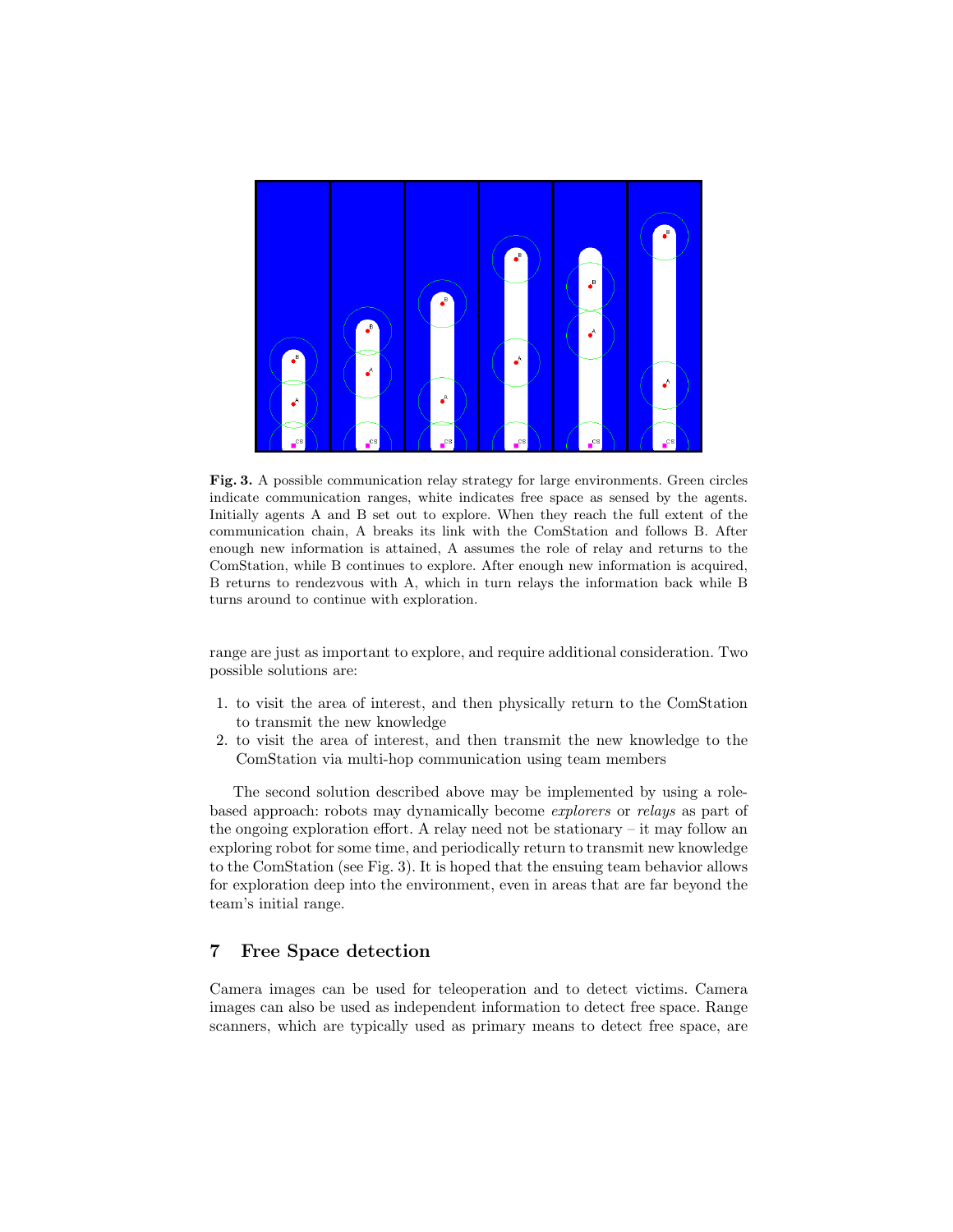**Fig. 3.** A possible communication relay strategy for large environments. Green circles indicate communication ranges, white indicates free space as sensed by the agents. Initially agents A and B set out to explore. When they reach the full extent of the communication chain, A breaks its link with the ComStation and follows B. After enough new information is attained, A assumes the role of relay and returns to the ComStation, while B continues to explore. After enough new information is acquired, B returns to rendezvous with A, which in turn relays the information back while B turns around to continue with exploration.

range are just as important to explore, and require additional consideration. Two possible solutions are:

1. to visit the area of interest, and then physically return to the ComStation to transmit the new knowledge
2. to visit the area of interest, and then transmit the new knowledge to the ComStation via multi-hop communication using team members

The second solution described above may be implemented by using a role-based approach: robots may dynamically become *explorers* or *relays* as part of the ongoing exploration effort. A relay need not be stationary – it may follow an exploring robot for some time, and periodically return to transmit new knowledge to the ComStation (see Fig. 3). It is hoped that the ensuing team behavior allows for exploration deep into the environment, even in areas that are far beyond the team's initial range.

## 7 Free Space detection

Camera images can be used for teleoperation and to detect victims. Camera images can also be used as independent information to detect free space. Range scanners, which are typically used as primary means to detect free space, are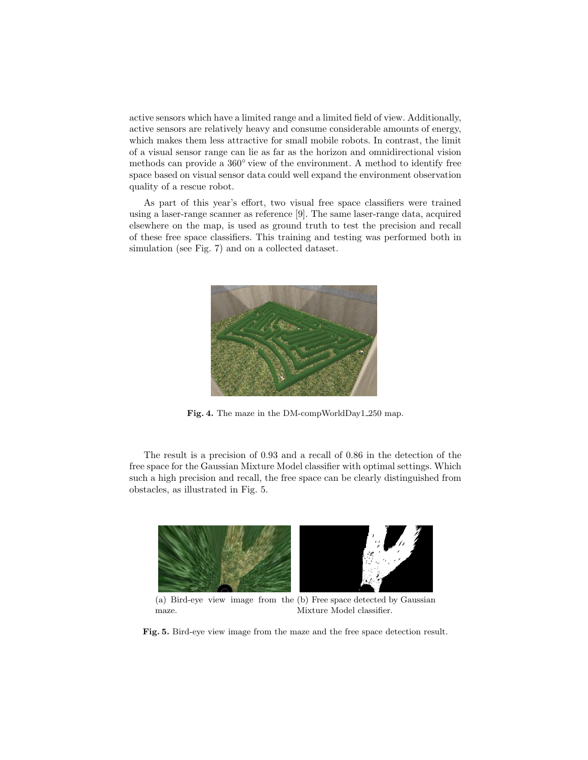active sensors which have a limited range and a limited field of view. Additionally, active sensors are relatively heavy and consume considerable amounts of energy, which makes them less attractive for small mobile robots. In contrast, the limit of a visual sensor range can lie as far as the horizon and omnidirectional vision methods can provide a 360° view of the environment. A method to identify free space based on visual sensor data could well expand the environment observation quality of a rescue robot.

As part of this year's effort, two visual free space classifiers were trained using a laser-range scanner as reference [9]. The same laser-range data, acquired elsewhere on the map, is used as ground truth to test the precision and recall of these free space classifiers. This training and testing was performed both in simulation (see Fig. 7) and on a collected dataset.

**Fig. 4.** The maze in the DM-compWorldDay1_250 map.

The result is a precision of 0.93 and a recall of 0.86 in the detection of the free space for the Gaussian Mixture Model classifier with optimal settings. Which such a high precision and recall, the free space can be clearly distinguished from obstacles, as illustrated in Fig. 5.

(a) Bird-eye view image from the maze.

(b) Free space detected by Gaussian Mixture Model classifier.

**Fig. 5.** Bird-eye view image from the maze and the free space detection result.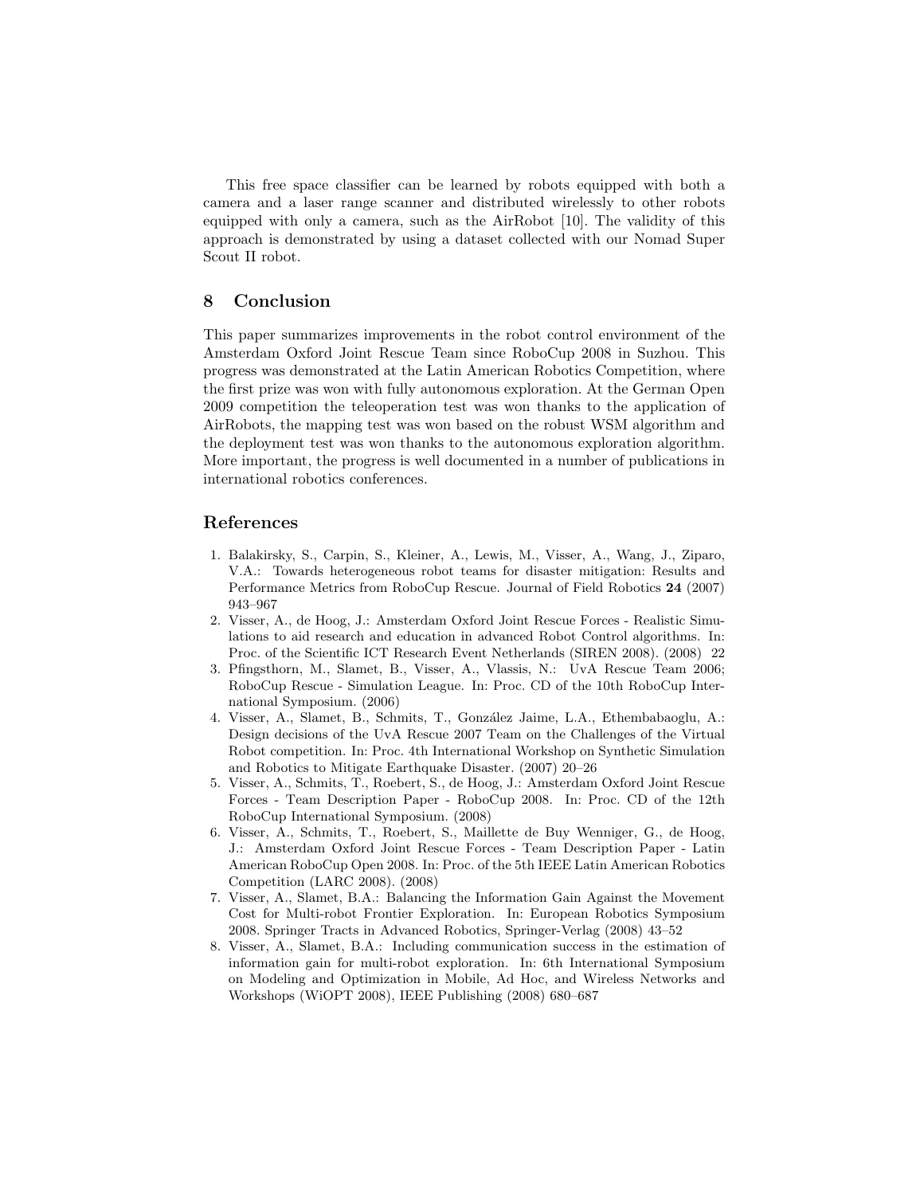This free space classifier can be learned by robots equipped with both a camera and a laser range scanner and distributed wirelessly to other robots equipped with only a camera, such as the AirRobot [10]. The validity of this approach is demonstrated by using a dataset collected with our Nomad Super Scout II robot.

## 8 Conclusion

This paper summarizes improvements in the robot control environment of the Amsterdam Oxford Joint Rescue Team since RoboCup 2008 in Suzhou. This progress was demonstrated at the Latin American Robotics Competition, where the first prize was won with fully autonomous exploration. At the German Open 2009 competition the teleoperation test was won thanks to the application of AirRobots, the mapping test was won based on the robust WSM algorithm and the deployment test was won thanks to the autonomous exploration algorithm. More important, the progress is well documented in a number of publications in international robotics conferences.

## References

1. Balakirsky, S., Carpin, S., Kleiner, A., Lewis, M., Visser, A., Wang, J., Ziparo, V.A.: Towards heterogeneous robot teams for disaster mitigation: Results and Performance Metrics from RoboCup Rescue. Journal of Field Robotics **24** (2007) 943–967
2. Visser, A., de Hoog, J.: Amsterdam Oxford Joint Rescue Forces - Realistic Simulations to aid research and education in advanced Robot Control algorithms. In: Proc. of the Scientific ICT Research Event Netherlands (SIREN 2008). (2008) 22
3. Pfingsthorn, M., Slamet, B., Visser, A., Vlassis, N.: UvA Rescue Team 2006; RoboCup Rescue - Simulation League. In: Proc. CD of the 10th RoboCup International Symposium. (2006)
4. Visser, A., Slamet, B., Schmits, T., González Jaime, L.A., Ethembabaoglu, A.: Design decisions of the UvA Rescue 2007 Team on the Challenges of the Virtual Robot competition. In: Proc. 4th International Workshop on Synthetic Simulation and Robotics to Mitigate Earthquake Disaster. (2007) 20–26
5. Visser, A., Schmits, T., Roebert, S., de Hoog, J.: Amsterdam Oxford Joint Rescue Forces - Team Description Paper - RoboCup 2008. In: Proc. CD of the 12th RoboCup International Symposium. (2008)
6. Visser, A., Schmits, T., Roebert, S., Maillette de Buy Wenniger, G., de Hoog, J.: Amsterdam Oxford Joint Rescue Forces - Team Description Paper - Latin American RoboCup Open 2008. In: Proc. of the 5th IEEE Latin American Robotics Competition (LARC 2008). (2008)
7. Visser, A., Slamet, B.A.: Balancing the Information Gain Against the Movement Cost for Multi-robot Frontier Exploration. In: European Robotics Symposium 2008. Springer Tracts in Advanced Robotics, Springer-Verlag (2008) 43–52
8. Visser, A., Slamet, B.A.: Including communication success in the estimation of information gain for multi-robot exploration. In: 6th International Symposium on Modeling and Optimization in Mobile, Ad Hoc, and Wireless Networks and Workshops (WiOPT 2008), IEEE Publishing (2008) 680–687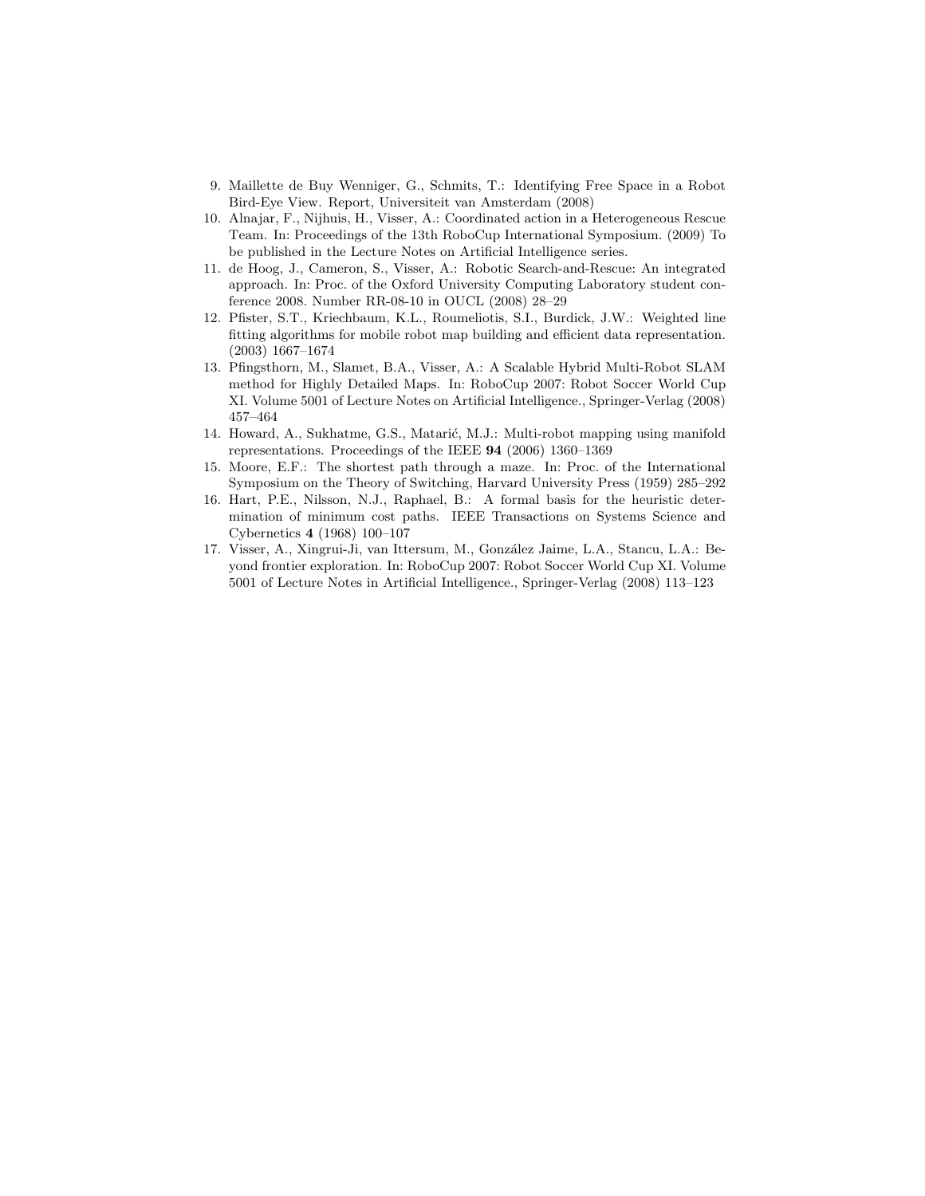9. Maillette de Buy Wenniger, G., Schmits, T.: Identifying Free Space in a Robot Bird-Eye View. Report, Universiteit van Amsterdam (2008)
10. Alnajar, F., Nijhuis, H., Visser, A.: Coordinated action in a Heterogeneous Rescue Team. In: Proceedings of the 13th RoboCup International Symposium. (2009) To be published in the Lecture Notes on Artificial Intelligence series.
11. de Hoog, J., Cameron, S., Visser, A.: Robotic Search-and-Rescue: An integrated approach. In: Proc. of the Oxford University Computing Laboratory student conference 2008. Number RR-08-10 in OUCL (2008) 28–29
12. Pfister, S.T., Kriechbaum, K.L., Roumeliotis, S.I., Burdick, J.W.: Weighted line fitting algorithms for mobile robot map building and efficient data representation. (2003) 1667–1674
13. Pfingsthorn, M., Slamet, B.A., Visser, A.: A Scalable Hybrid Multi-Robot SLAM method for Highly Detailed Maps. In: RoboCup 2007: Robot Soccer World Cup XI. Volume 5001 of Lecture Notes on Artificial Intelligence., Springer-Verlag (2008) 457–464
14. Howard, A., Sukhatme, G.S., Matarić, M.J.: Multi-robot mapping using manifold representations. Proceedings of the IEEE **94** (2006) 1360–1369
15. Moore, E.F.: The shortest path through a maze. In: Proc. of the International Symposium on the Theory of Switching, Harvard University Press (1959) 285–292
16. Hart, P.E., Nilsson, N.J., Raphael, B.: A formal basis for the heuristic determination of minimum cost paths. IEEE Transactions on Systems Science and Cybernetics **4** (1968) 100–107
17. Visser, A., Xingrui-Ji, van Ittersum, M., González Jaime, L.A., Stancu, L.A.: Beyond frontier exploration. In: RoboCup 2007: Robot Soccer World Cup XI. Volume 5001 of Lecture Notes in Artificial Intelligence., Springer-Verlag (2008) 113–123